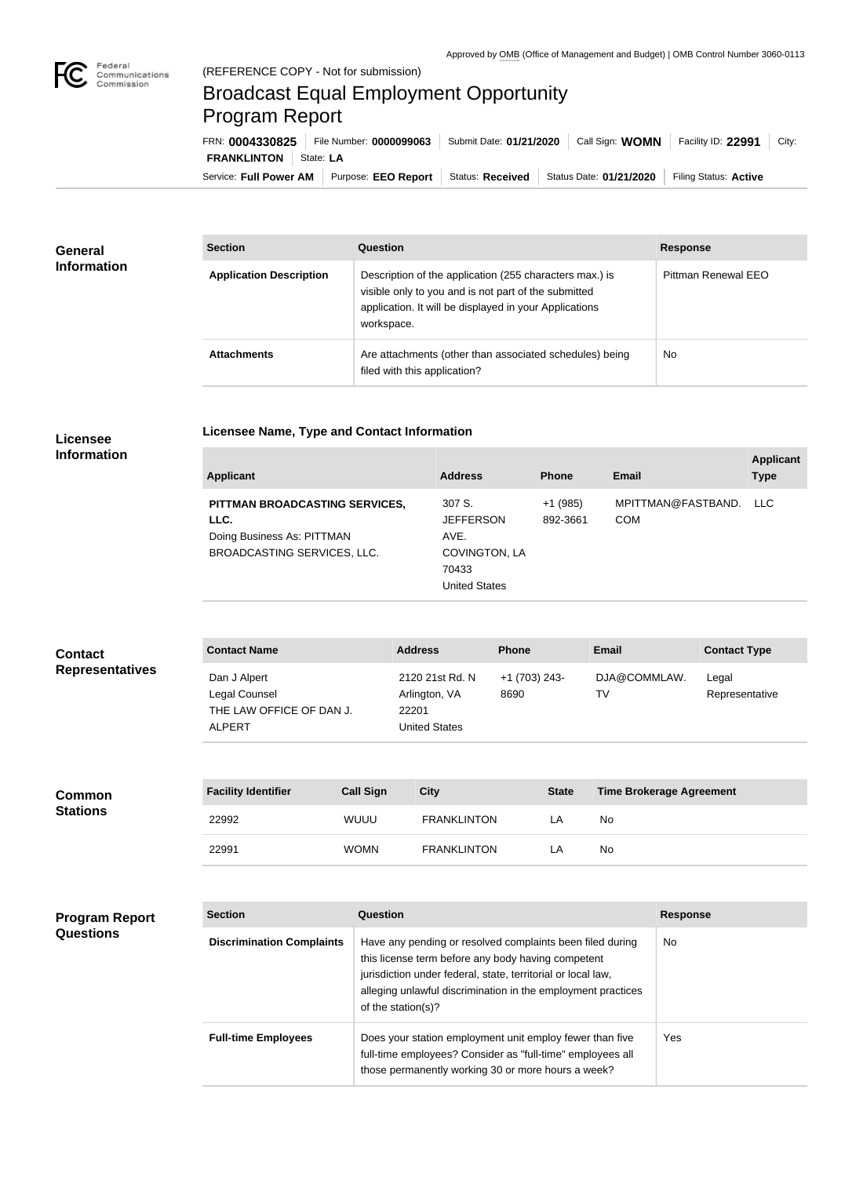Approved by OMB (Office of Management and Budget) | OMB Control Number 3060-0113

(REFERENCE COPY - Not for submission)

# Broadcast Equal Employment Opportunity Program Report

FRN: **0004330825** | File Number: **0000099063** | Submit Date: **01/21/2020** | Call Sign: **WOMN** | Facility ID: **22991** | City: **FRANKLINTON** | State: **LA**

Service: **Full Power AM** | Purpose: **EEO Report** | Status: **Received** | Status Date: **01/21/2020** | Filing Status: **Active**

## General Information

| Section | Question | Response |
| --- | --- | --- |
| **Application Description** | Description of the application (255 characters max.) is visible only to you and is not part of the submitted application. It will be displayed in your Applications workspace. | Pittman Renewal EEO |
| **Attachments** | Are attachments (other than associated schedules) being filed with this application? | No |

## Licensee Information

### Licensee Name, Type and Contact Information

| Applicant | Address | Phone | Email | Applicant Type |
| --- | --- | --- | --- | --- |
| **PITTMAN BROADCASTING SERVICES, LLC.** Doing Business As: PITTMAN BROADCASTING SERVICES, LLC. | 307 S. JEFFERSON AVE. COVINGTON, LA 70433 United States | +1 (985) 892-3661 | MPITTMAN@FASTBAND.COM | LLC |

## Contact Representatives

| Contact Name | Address | Phone | Email | Contact Type |
| --- | --- | --- | --- | --- |
| Dan J Alpert Legal Counsel THE LAW OFFICE OF DAN J. ALPERT | 2120 21st Rd. N Arlington, VA 22201 United States | +1 (703) 243-8690 | DJA@COMMLAW.TV | Legal Representative |

## Common Stations

| Facility Identifier | Call Sign | City | State | Time Brokerage Agreement |
| --- | --- | --- | --- | --- |
| 22992 | WUUU | FRANKLINTON | LA | No |
| 22991 | WOMN | FRANKLINTON | LA | No |

## Program Report Questions

| Section | Question | Response |
| --- | --- | --- |
| **Discrimination Complaints** | Have any pending or resolved complaints been filed during this license term before any body having competent jurisdiction under federal, state, territorial or local law, alleging unlawful discrimination in the employment practices of the station(s)? | No |
| **Full-time Employees** | Does your station employment unit employ fewer than five full-time employees? Consider as "full-time" employees all those permanently working 30 or more hours a week? | Yes |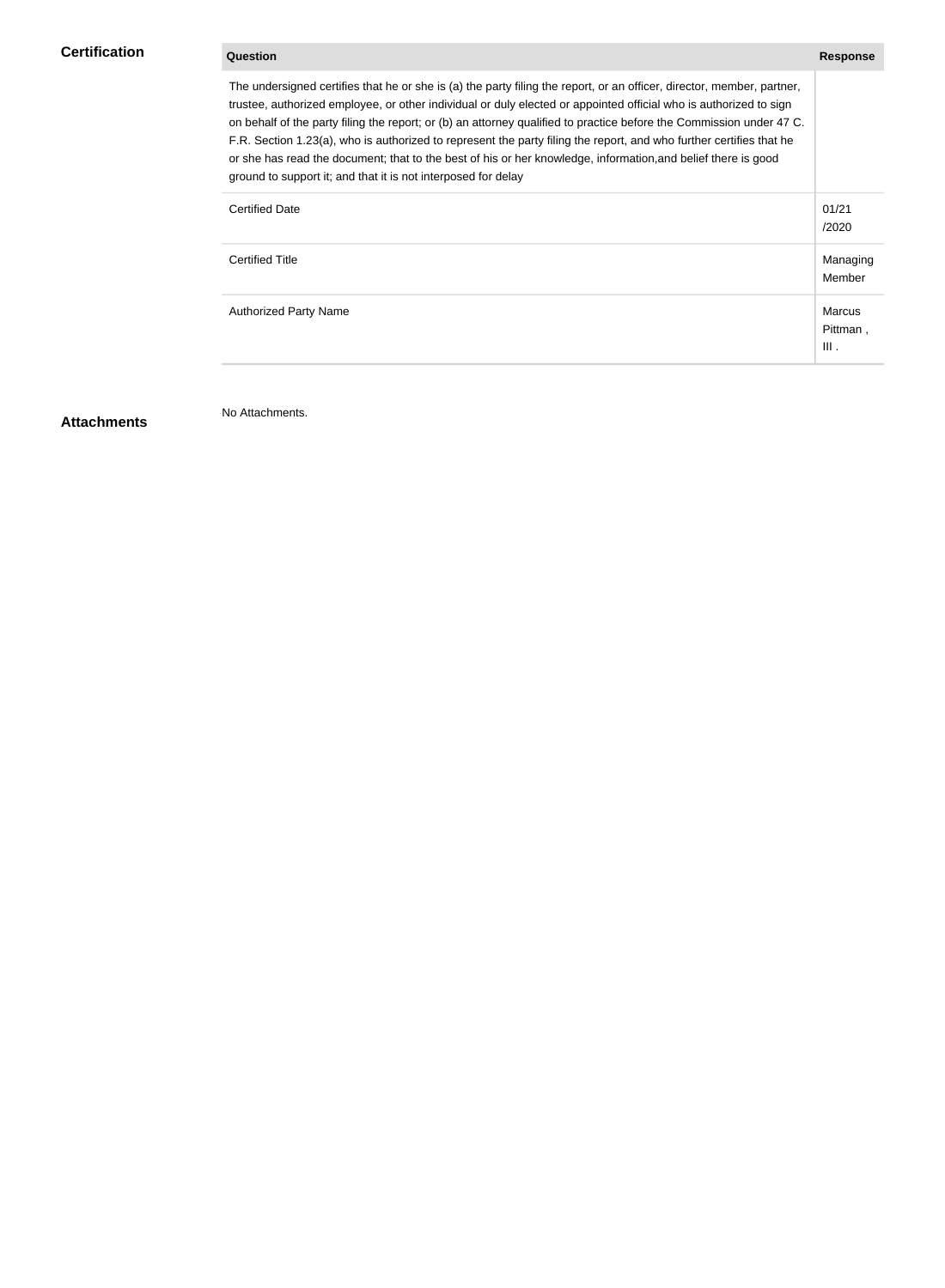## Certification

| Question | Response |
| --- | --- |
| The undersigned certifies that he or she is (a) the party filing the report, or an officer, director, member, partner, trustee, authorized employee, or other individual or duly elected or appointed official who is authorized to sign on behalf of the party filing the report; or (b) an attorney qualified to practice before the Commission under 47 C.F.R. Section 1.23(a), who is authorized to represent the party filing the report, and who further certifies that he or she has read the document; that to the best of his or her knowledge, information,and belief there is good ground to support it; and that it is not interposed for delay | |
| Certified Date | 01/21/2020 |
| Certified Title | Managing Member |
| Authorized Party Name | Marcus Pittman , III . |

## Attachments

No Attachments.